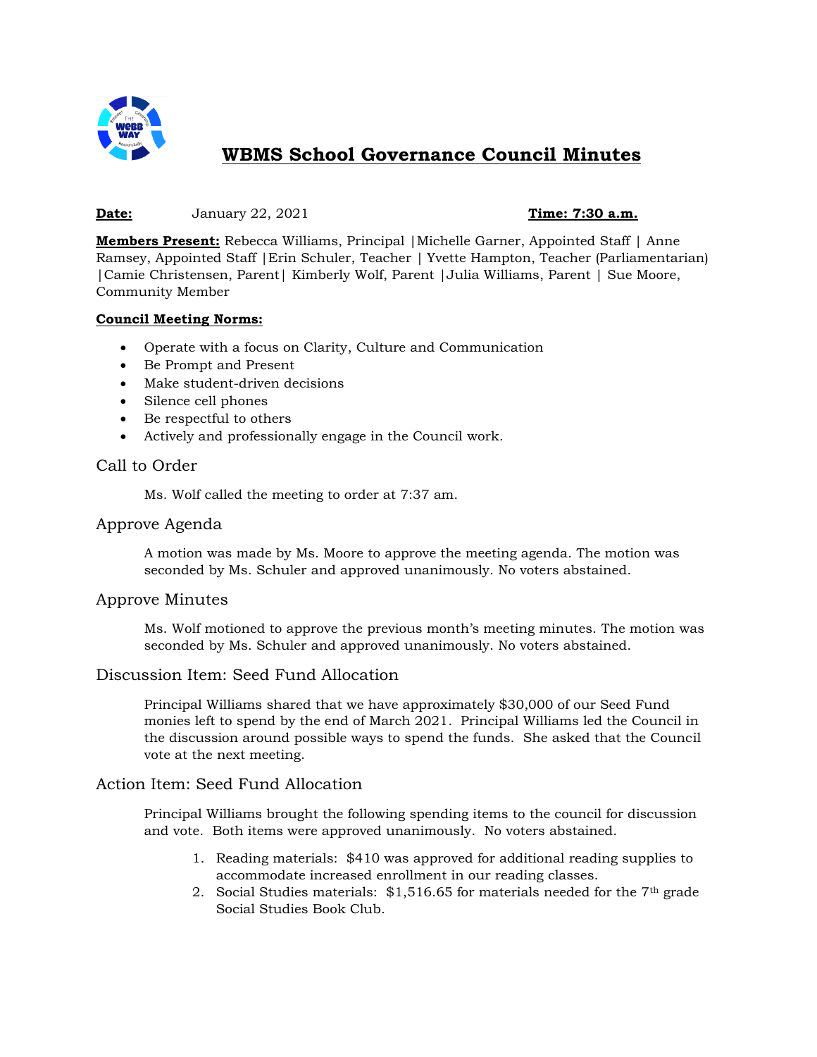# WBMS School Governance Council Minutes

**Date:** January 22, 2021 **Time: 7:30 a.m.**

**Members Present:** Rebecca Williams, Principal |Michelle Garner, Appointed Staff | Anne Ramsey, Appointed Staff |Erin Schuler, Teacher | Yvette Hampton, Teacher (Parliamentarian) |Camie Christensen, Parent| Kimberly Wolf, Parent |Julia Williams, Parent | Sue Moore, Community Member

**Council Meeting Norms:**

- Operate with a focus on Clarity, Culture and Communication
- Be Prompt and Present
- Make student-driven decisions
- Silence cell phones
- Be respectful to others
- Actively and professionally engage in the Council work.

## Call to Order

Ms. Wolf called the meeting to order at 7:37 am.

## Approve Agenda

A motion was made by Ms. Moore to approve the meeting agenda. The motion was seconded by Ms. Schuler and approved unanimously. No voters abstained.

## Approve Minutes

Ms. Wolf motioned to approve the previous month's meeting minutes. The motion was seconded by Ms. Schuler and approved unanimously. No voters abstained.

## Discussion Item: Seed Fund Allocation

Principal Williams shared that we have approximately $30,000 of our Seed Fund monies left to spend by the end of March 2021. Principal Williams led the Council in the discussion around possible ways to spend the funds. She asked that the Council vote at the next meeting.

## Action Item: Seed Fund Allocation

Principal Williams brought the following spending items to the council for discussion and vote. Both items were approved unanimously. No voters abstained.

1. Reading materials: $410 was approved for additional reading supplies to accommodate increased enrollment in our reading classes.
2. Social Studies materials: $1,516.65 for materials needed for the 7th grade Social Studies Book Club.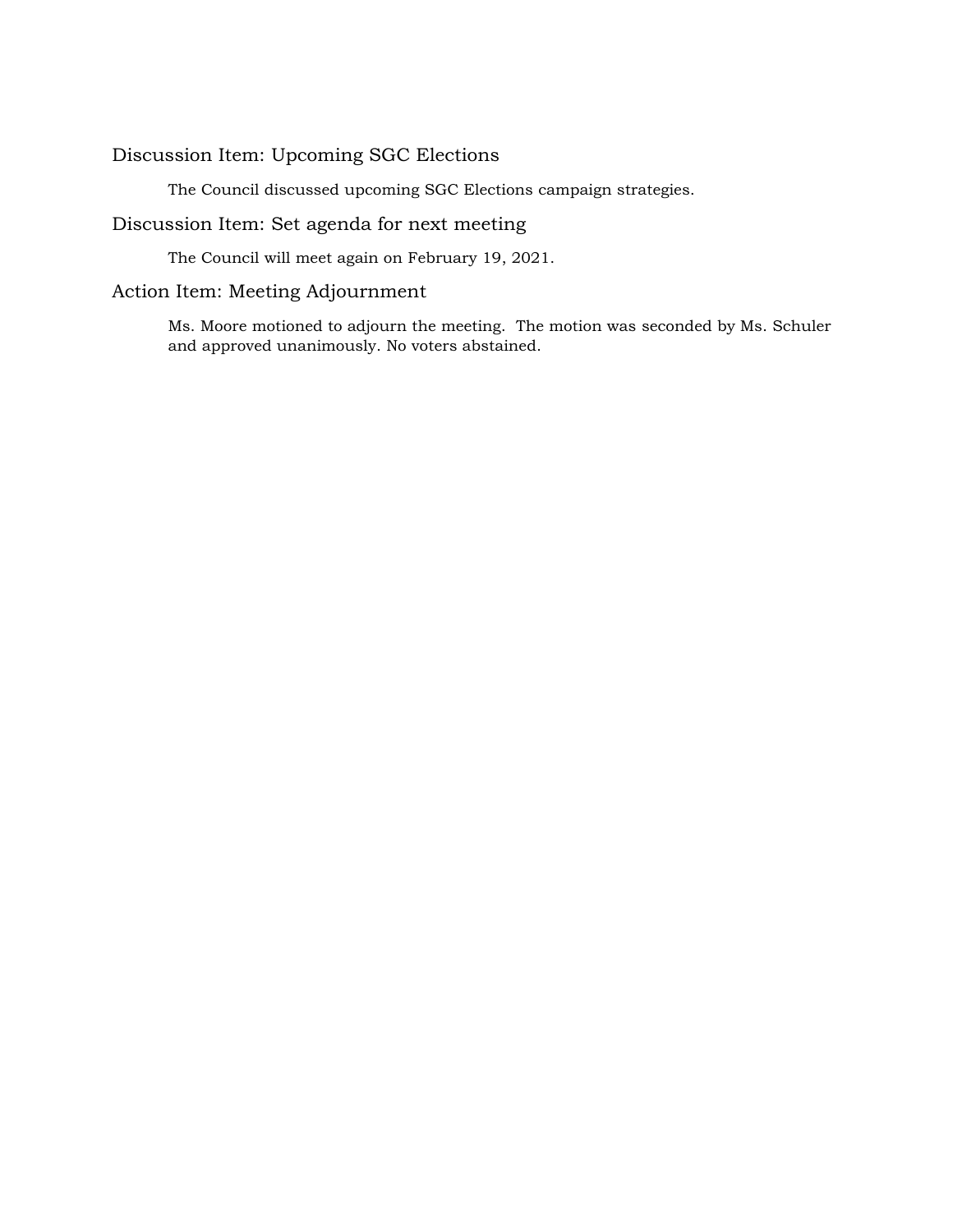## Discussion Item: Upcoming SGC Elections

The Council discussed upcoming SGC Elections campaign strategies.

## Discussion Item: Set agenda for next meeting

The Council will meet again on February 19, 2021.

## Action Item: Meeting Adjournment

Ms. Moore motioned to adjourn the meeting. The motion was seconded by Ms. Schuler and approved unanimously. No voters abstained.